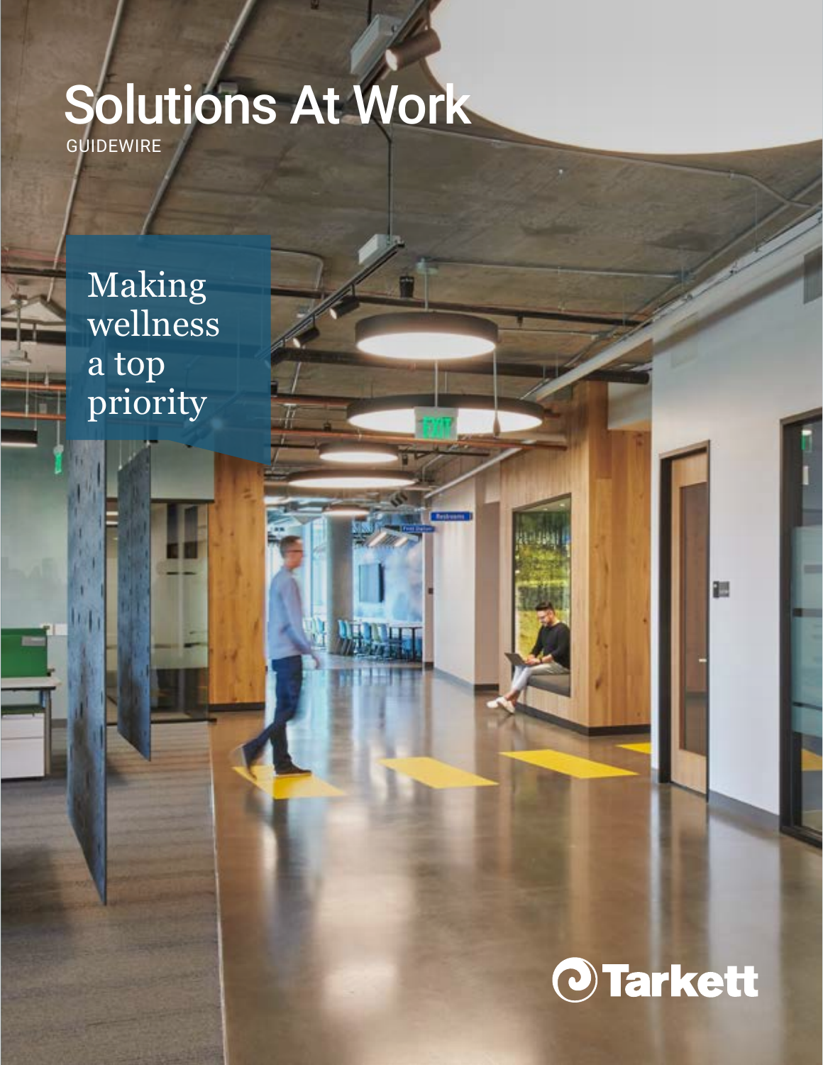# Solutions At Work

GUIDEWIRE

## Making wellness a top priority

Tarkett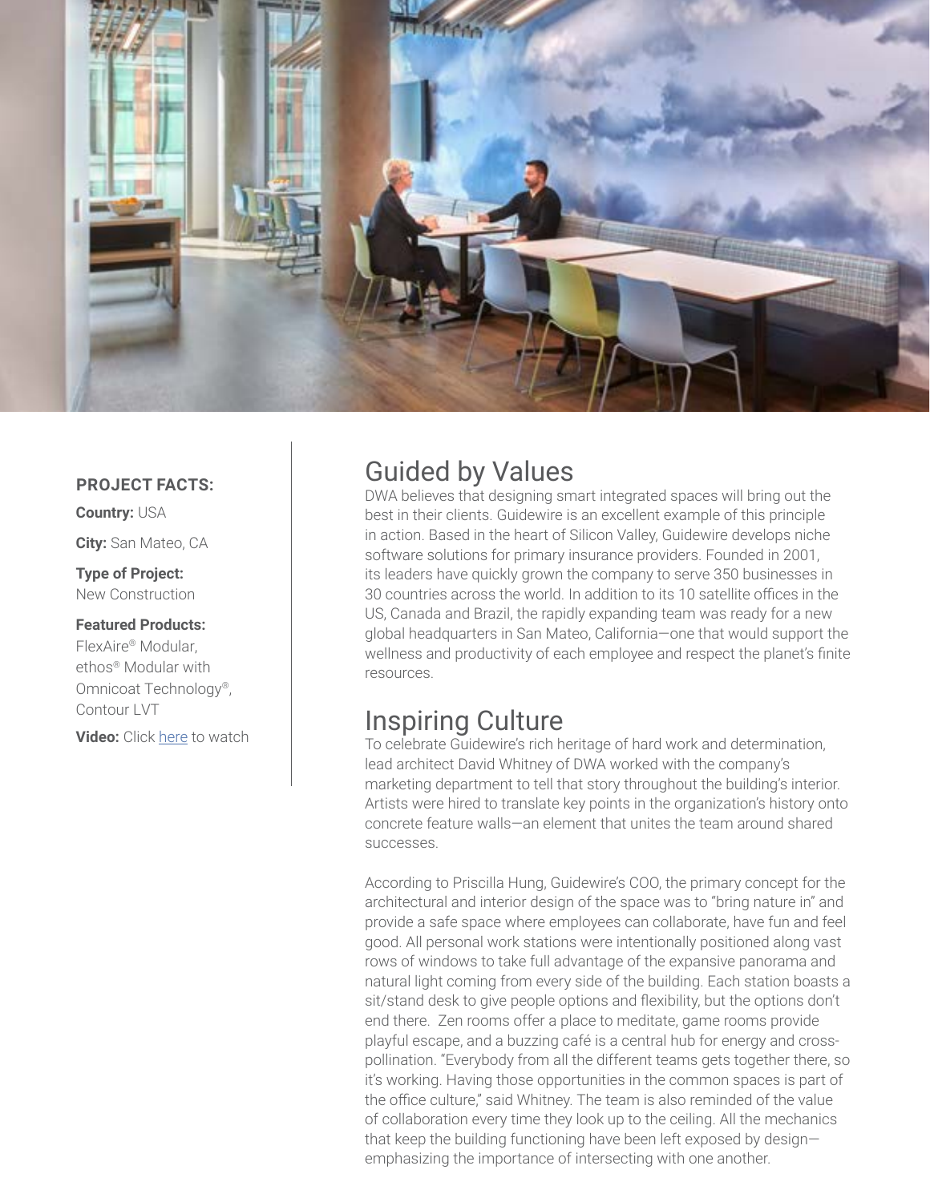**PROJECT FACTS:**

**Country:** USA

**City:** San Mateo, CA

**Type of Project:** New Construction

**Featured Products:** FlexAire® Modular, ethos® Modular with Omnicoat Technology®, Contour LVT

**Video:** Click here to watch

## Guided by Values

DWA believes that designing smart integrated spaces will bring out the best in their clients. Guidewire is an excellent example of this principle in action. Based in the heart of Silicon Valley, Guidewire develops niche software solutions for primary insurance providers. Founded in 2001, its leaders have quickly grown the company to serve 350 businesses in 30 countries across the world. In addition to its 10 satellite offices in the US, Canada and Brazil, the rapidly expanding team was ready for a new global headquarters in San Mateo, California—one that would support the wellness and productivity of each employee and respect the planet's finite resources.

## Inspiring Culture

To celebrate Guidewire's rich heritage of hard work and determination, lead architect David Whitney of DWA worked with the company's marketing department to tell that story throughout the building's interior. Artists were hired to translate key points in the organization's history onto concrete feature walls—an element that unites the team around shared successes.

According to Priscilla Hung, Guidewire's COO, the primary concept for the architectural and interior design of the space was to "bring nature in" and provide a safe space where employees can collaborate, have fun and feel good. All personal work stations were intentionally positioned along vast rows of windows to take full advantage of the expansive panorama and natural light coming from every side of the building. Each station boasts a sit/stand desk to give people options and flexibility, but the options don't end there. Zen rooms offer a place to meditate, game rooms provide playful escape, and a buzzing café is a central hub for energy and cross-pollination. "Everybody from all the different teams gets together there, so it's working. Having those opportunities in the common spaces is part of the office culture," said Whitney. The team is also reminded of the value of collaboration every time they look up to the ceiling. All the mechanics that keep the building functioning have been left exposed by design—emphasizing the importance of intersecting with one another.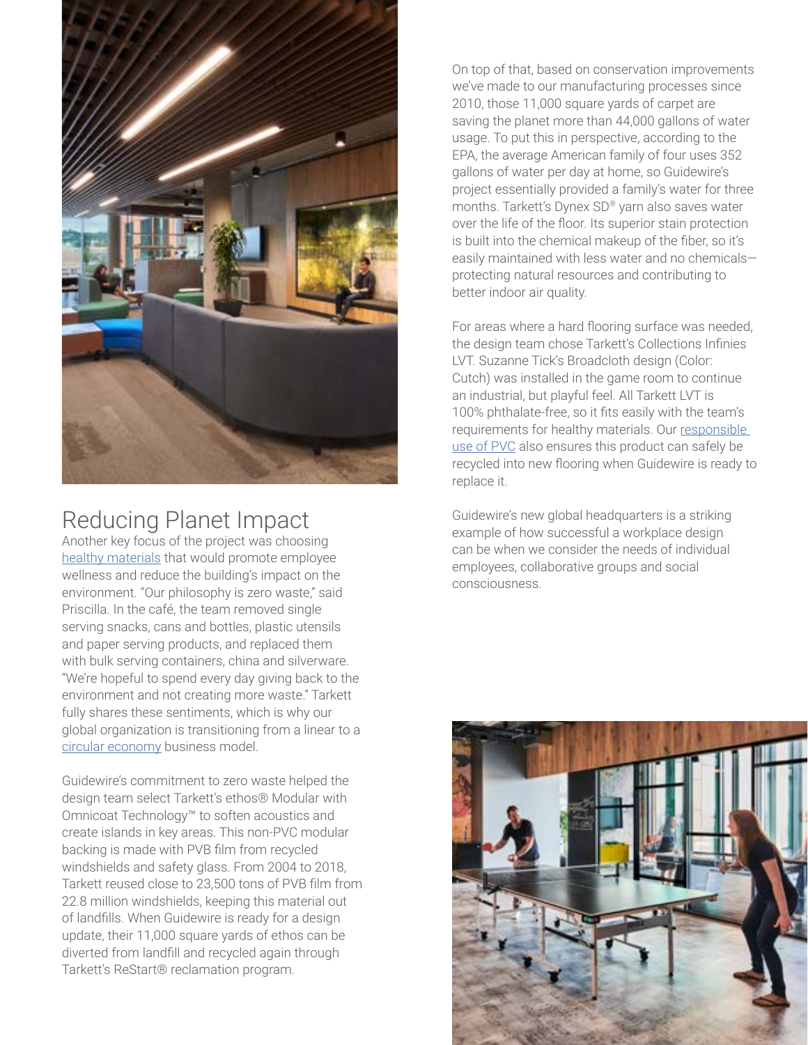## Reducing Planet Impact

Another key focus of the project was choosing healthy materials that would promote employee wellness and reduce the building's impact on the environment. "Our philosophy is zero waste," said Priscilla. In the café, the team removed single serving snacks, cans and bottles, plastic utensils and paper serving products, and replaced them with bulk serving containers, china and silverware. "We're hopeful to spend every day giving back to the environment and not creating more waste." Tarkett fully shares these sentiments, which is why our global organization is transitioning from a linear to a circular economy business model.

Guidewire's commitment to zero waste helped the design team select Tarkett's ethos® Modular with Omnicoat Technology™ to soften acoustics and create islands in key areas. This non-PVC modular backing is made with PVB film from recycled windshields and safety glass. From 2004 to 2018, Tarkett reused close to 23,500 tons of PVB film from 22.8 million windshields, keeping this material out of landfills. When Guidewire is ready for a design update, their 11,000 square yards of ethos can be diverted from landfill and recycled again through Tarkett's ReStart® reclamation program.

On top of that, based on conservation improvements we've made to our manufacturing processes since 2010, those 11,000 square yards of carpet are saving the planet more than 44,000 gallons of water usage. To put this in perspective, according to the EPA, the average American family of four uses 352 gallons of water per day at home, so Guidewire's project essentially provided a family's water for three months. Tarkett's Dynex SD® yarn also saves water over the life of the floor. Its superior stain protection is built into the chemical makeup of the fiber, so it's easily maintained with less water and no chemicals—protecting natural resources and contributing to better indoor air quality.

For areas where a hard flooring surface was needed, the design team chose Tarkett's Collections Infinies LVT. Suzanne Tick's Broadcloth design (Color: Cutch) was installed in the game room to continue an industrial, but playful feel. All Tarkett LVT is 100% phthalate-free, so it fits easily with the team's requirements for healthy materials. Our responsible use of PVC also ensures this product can safely be recycled into new flooring when Guidewire is ready to replace it.

Guidewire's new global headquarters is a striking example of how successful a workplace design can be when we consider the needs of individual employees, collaborative groups and social consciousness.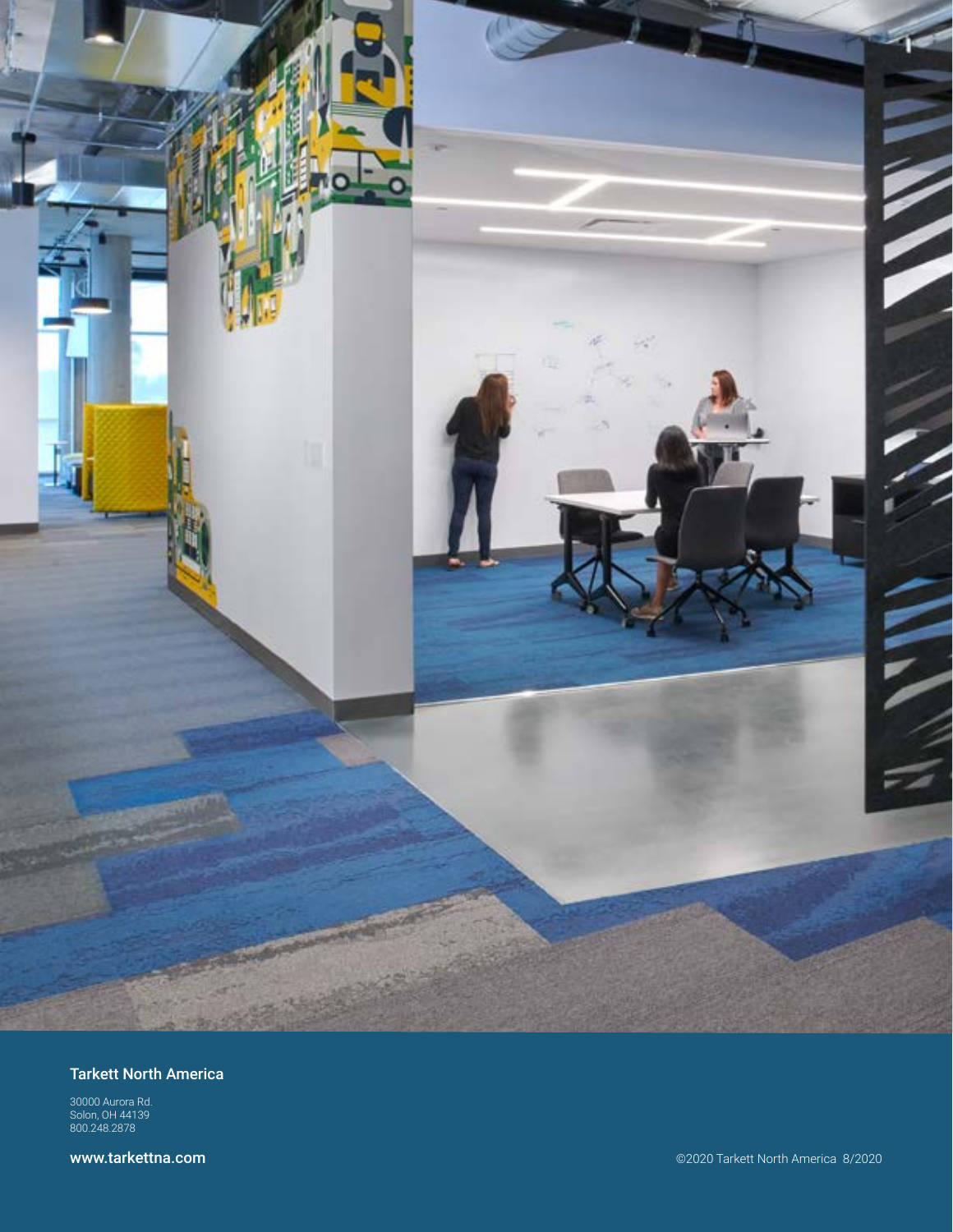**Tarkett North America**

30000 Aurora Rd.
Solon, OH 44139
800.248.2878

**www.tarkettna.com**

©2020 Tarkett North America 8/2020